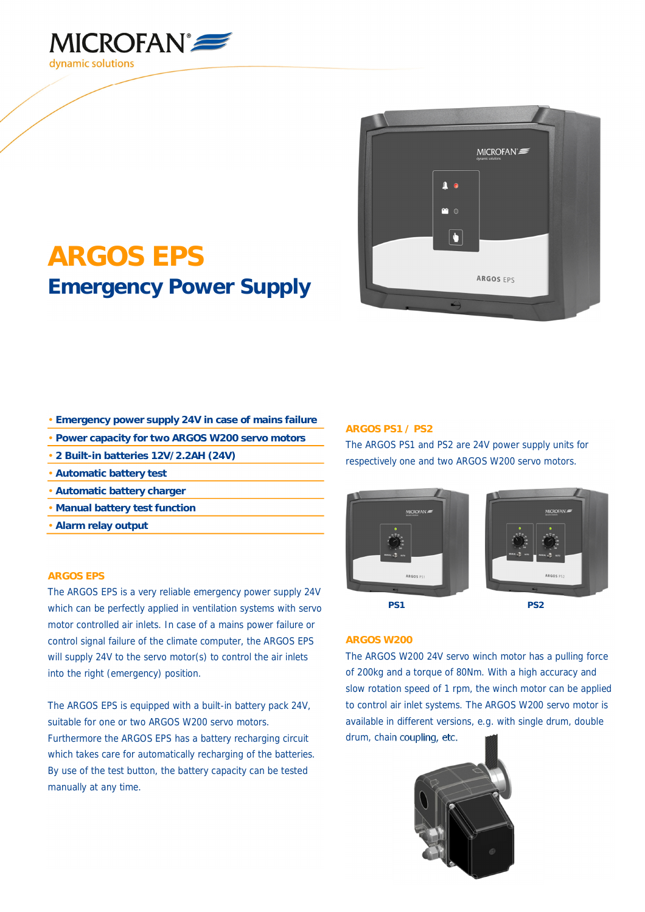MICROFAN

dynamic solutions

# ARGOS EPS

## Emergency Power Supply

- Emergency power supply 24V in case of mains failure
- Power capacity for two ARGOS W200 servo motors
- 2 Built-in batteries 12V/2.2AH (24V)
- Automatic battery test
- Automatic battery charger
- Manual battery test function
- Alarm relay output

### ARGOS EPS

The ARGOS EPS is a very reliable emergency power supply 24V which can be perfectly applied in ventilation systems with servo motor controlled air inlets. In case of a mains power failure or control signal failure of the climate computer, the ARGOS EPS will supply 24V to the servo motor(s) to control the air inlets into the right (emergency) position.

The ARGOS EPS is equipped with a built-in battery pack 24V, suitable for one or two ARGOS W200 servo motors. Furthermore the ARGOS EPS has a battery recharging circuit which takes care for automatically recharging of the batteries. By use of the test button, the battery capacity can be tested manually at any time.

### ARGOS PS1 / PS2

The ARGOS PS1 and PS2 are 24V power supply units for respectively one and two ARGOS W200 servo motors.

PS1

PS2

### ARGOS W200

The ARGOS W200 24V servo winch motor has a pulling force of 200kg and a torque of 80Nm. With a high accuracy and slow rotation speed of 1 rpm, the winch motor can be applied to control air inlet systems. The ARGOS W200 servo motor is available in different versions, e.g. with single drum, double drum, chain coupling, etc.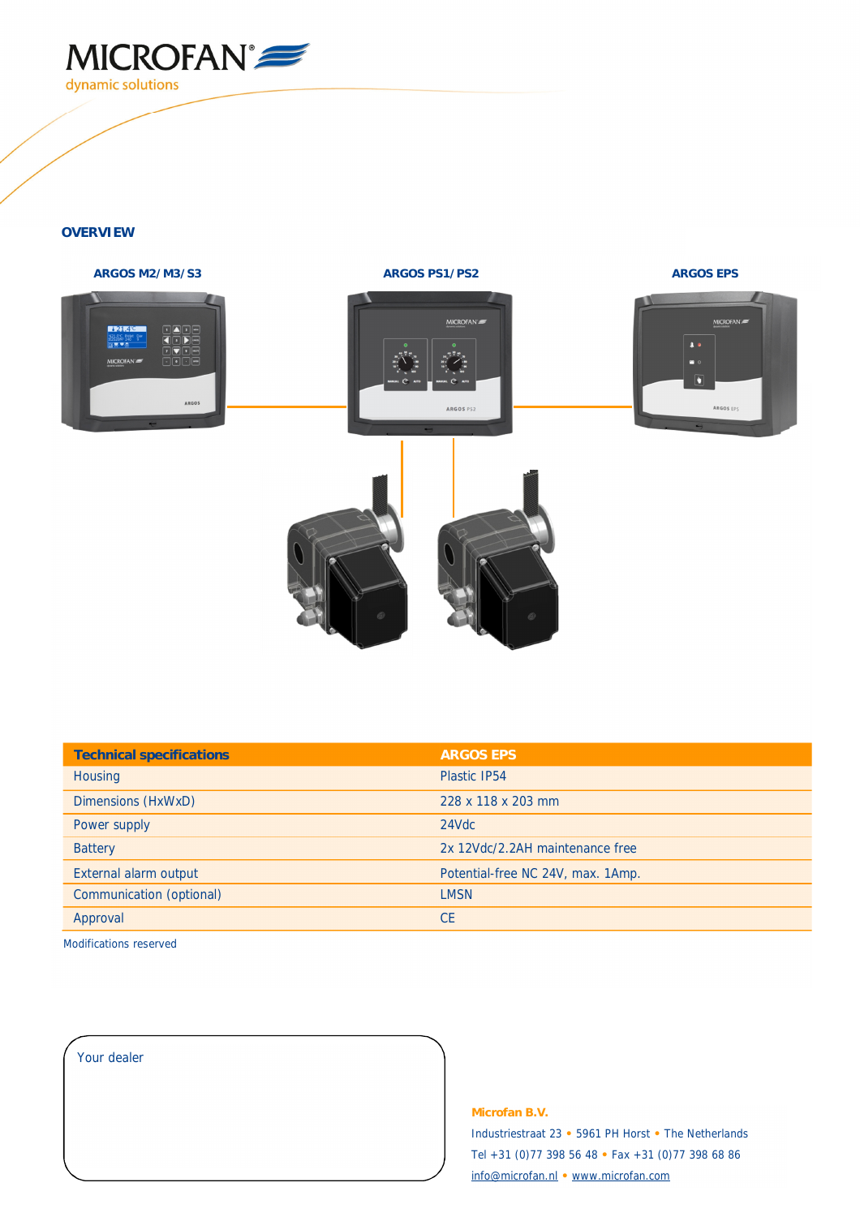## OVERVIEW

ARGOS M2/M3/S3

ARGOS PS1/PS2

ARGOS EPS

| Technical specifications | ARGOS EPS |
| --- | --- |
| Housing | Plastic IP54 |
| Dimensions (HxWxD) | 228 x 118 x 203 mm |
| Power supply | 24Vdc |
| Battery | 2x 12Vdc/2.2AH maintenance free |
| External alarm output | Potential-free NC 24V, max. 1Amp. |
| Communication (optional) | LMSN |
| Approval | CE |

Modifications reserved

Your dealer

**Microfan B.V.**

Industriestraat 23 • 5961 PH Horst • The Netherlands

Tel +31 (0)77 398 56 48 • Fax +31 (0)77 398 68 86

info@microfan.nl • www.microfan.com